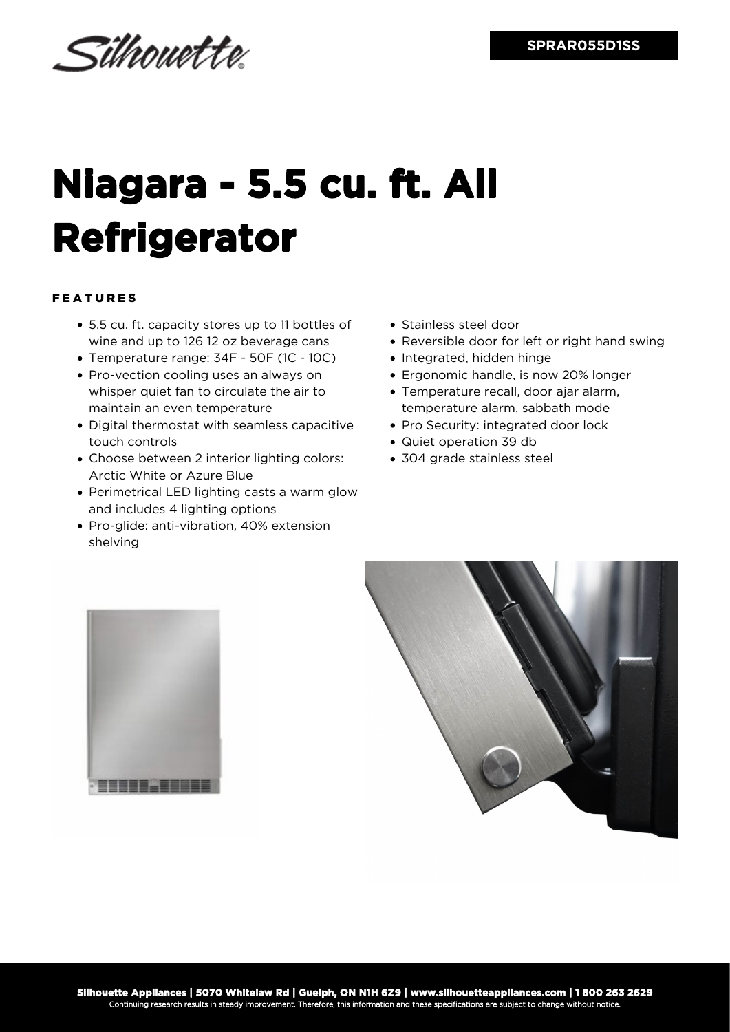Silhouette

**SPRAR055D1SS**

# Niagara - 5.5 cu. ft. All Refrigerator

## FEATURES

- 5.5 cu. ft. capacity stores up to 11 bottles of wine and up to 126 12 oz beverage cans
- Temperature range: 34F - 50F (1C - 10C)
- Pro-vection cooling uses an always on whisper quiet fan to circulate the air to maintain an even temperature
- Digital thermostat with seamless capacitive touch controls
- Choose between 2 interior lighting colors: Arctic White or Azure Blue
- Perimetrical LED lighting casts a warm glow and includes 4 lighting options
- Pro-glide: anti-vibration, 40% extension shelving
- Stainless steel door
- Reversible door for left or right hand swing
- Integrated, hidden hinge
- Ergonomic handle, is now 20% longer
- Temperature recall, door ajar alarm, temperature alarm, sabbath mode
- Pro Security: integrated door lock
- Quiet operation 39 db
- 304 grade stainless steel

**Silhouette Appliances | 5070 Whitelaw Rd | Guelph, ON N1H 6Z9 | www.silhouetteappliances.com | 1 800 263 2629**
Continuing research results in steady improvement. Therefore, this information and these specifications are subject to change without notice.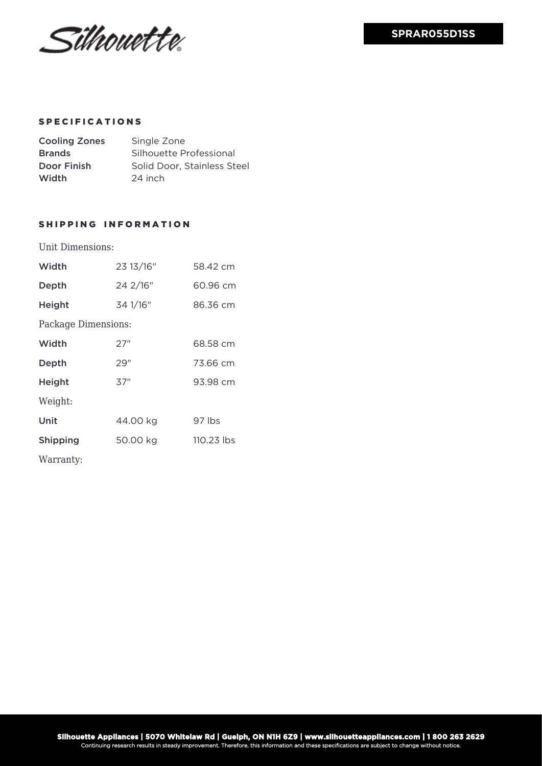Silhouette

**SPRAR055D1SS**

## SPECIFICATIONS

| | |
|---|---|
| **Cooling Zones** | Single Zone |
| **Brands** | Silhouette Professional |
| **Door Finish** | Solid Door, Stainless Steel |
| **Width** | 24 inch |

## SHIPPING INFORMATION

Unit Dimensions:

| | | |
|---|---|---|
| **Width** | 23 13/16" | 58.42 cm |
| **Depth** | 24 2/16" | 60.96 cm |
| **Height** | 34 1/16" | 86.36 cm |

Package Dimensions:

| | | |
|---|---|---|
| **Width** | 27" | 68.58 cm |
| **Depth** | 29" | 73.66 cm |
| **Height** | 37" | 93.98 cm |

Weight:

| | | |
|---|---|---|
| **Unit** | 44.00 kg | 97 lbs |
| **Shipping** | 50.00 kg | 110.23 lbs |

Warranty:

**Silhouette Appliances | 5070 Whitelaw Rd | Guelph, ON N1H 6Z9 | www.silhouetteappliances.com | 1 800 263 2629**
Continuing research results in steady improvement. Therefore, this information and these specifications are subject to change without notice.